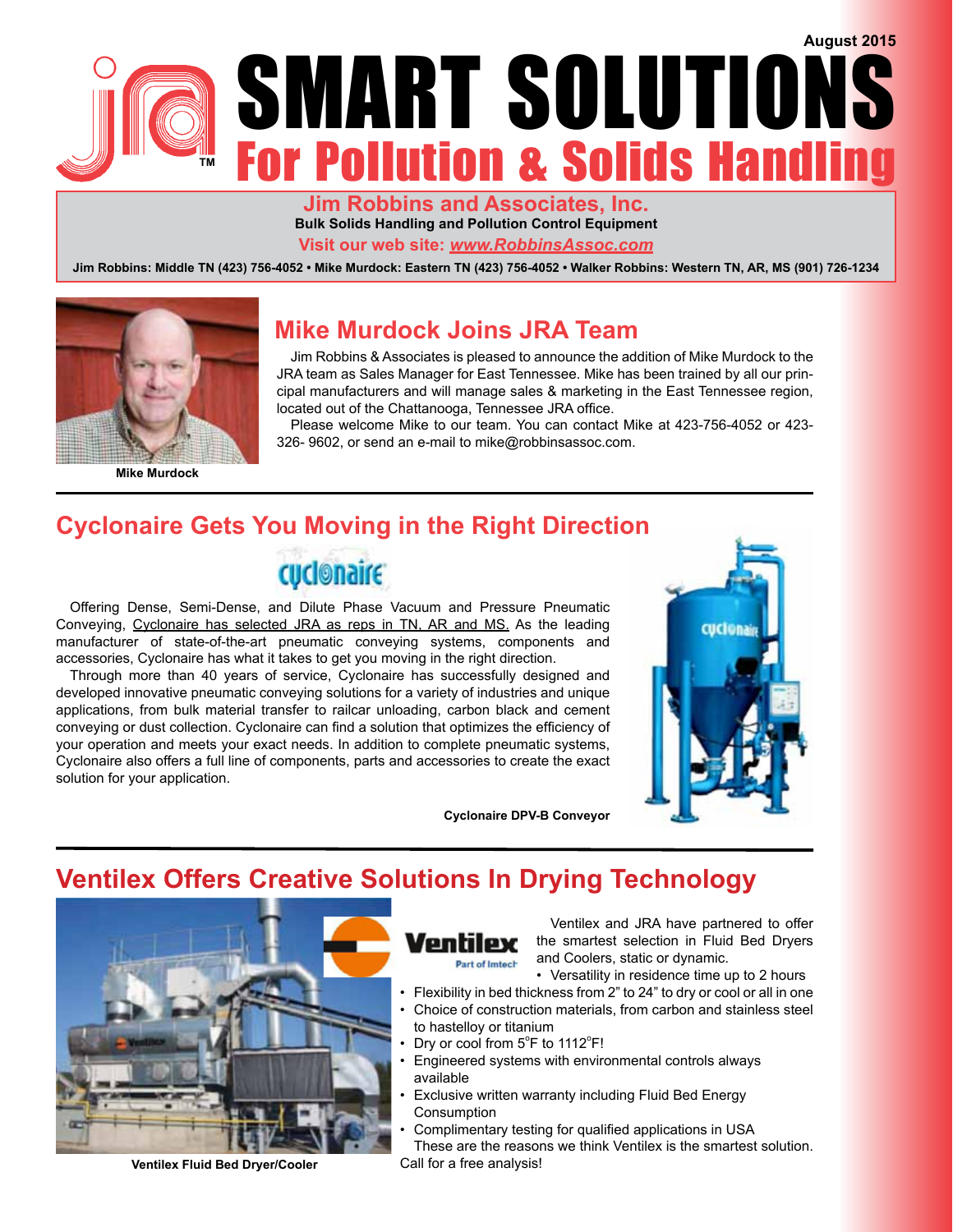August 2015

# SMART SOLUTIONS

## For Pollution & Solids Handling

**Jim Robbins and Associates, Inc.**

**Bulk Solids Handling and Pollution Control Equipment**

**Visit our web site: *www.RobbinsAssoc.com***

**Jim Robbins: Middle TN (423) 756-4052 • Mike Murdock: Eastern TN (423) 756-4052 • Walker Robbins: Western TN, AR, MS (901) 726-1234**

Mike Murdock

## Mike Murdock Joins JRA Team

Jim Robbins & Associates is pleased to announce the addition of Mike Murdock to the JRA team as Sales Manager for East Tennessee. Mike has been trained by all our principal manufacturers and will manage sales & marketing in the East Tennessee region, located out of the Chattanooga, Tennessee JRA office.

Please welcome Mike to our team. You can contact Mike at 423-756-4052 or 423-326- 9602, or send an e-mail to mike@robbinsassoc.com.

## Cyclonaire Gets You Moving in the Right Direction

Offering Dense, Semi-Dense, and Dilute Phase Vacuum and Pressure Pneumatic Conveying, Cyclonaire has selected JRA as reps in TN, AR and MS. As the leading manufacturer of state-of-the-art pneumatic conveying systems, components and accessories, Cyclonaire has what it takes to get you moving in the right direction.

Through more than 40 years of service, Cyclonaire has successfully designed and developed innovative pneumatic conveying solutions for a variety of industries and unique applications, from bulk material transfer to railcar unloading, carbon black and cement conveying or dust collection. Cyclonaire can find a solution that optimizes the efficiency of your operation and meets your exact needs. In addition to complete pneumatic systems, Cyclonaire also offers a full line of components, parts and accessories to create the exact solution for your application.

Cyclonaire DPV-B Conveyor

## Ventilex Offers Creative Solutions In Drying Technology

Ventilex and JRA have partnered to offer the smartest selection in Fluid Bed Dryers and Coolers, static or dynamic.

- Versatility in residence time up to 2 hours
- Flexibility in bed thickness from 2" to 24" to dry or cool or all in one
- Choice of construction materials, from carbon and stainless steel to hastelloy or titanium
- Dry or cool from 5°F to 1112°F!
- Engineered systems with environmental controls always available
- Exclusive written warranty including Fluid Bed Energy Consumption
- Complimentary testing for qualified applications in USA

These are the reasons we think Ventilex is the smartest solution. Call for a free analysis!

Ventilex Fluid Bed Dryer/Cooler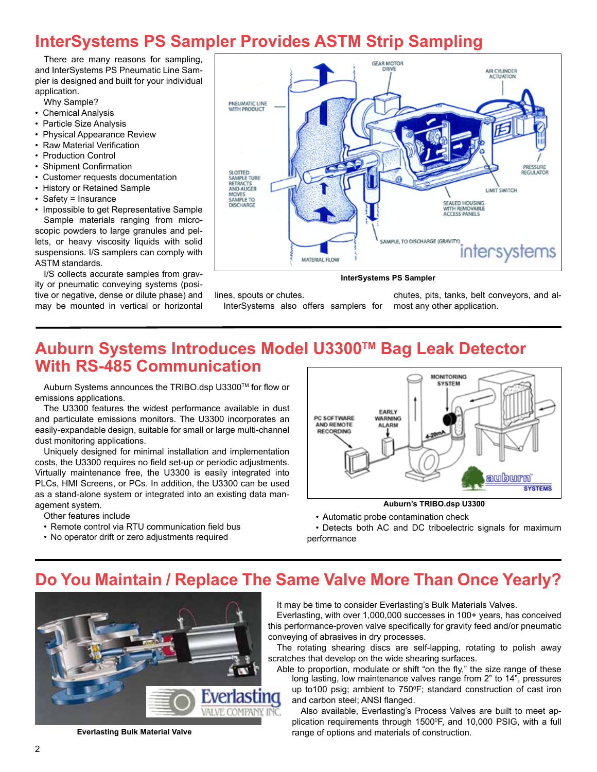# InterSystems PS Sampler Provides ASTM Strip Sampling

There are many reasons for sampling, and InterSystems PS Pneumatic Line Sampler is designed and built for your individual application.

Why Sample?

- Chemical Analysis
- Particle Size Analysis
- Physical Appearance Review
- Raw Material Verification
- Production Control
- Shipment Confirmation
- Customer requests documentation
- History or Retained Sample
- Safety = Insurance
- Impossible to get Representative Sample

Sample materials ranging from microscopic powders to large granules and pellets, or heavy viscosity liquids with solid suspensions. I/S samplers can comply with ASTM standards.

I/S collects accurate samples from gravity or pneumatic conveying systems (positive or negative, dense or dilute phase) and may be mounted in vertical or horizontal lines, spouts or chutes.

InterSystems also offers samplers for chutes, pits, tanks, belt conveyors, and almost any other application.

**InterSystems PS Sampler**

# Auburn Systems Introduces Model U3300™ Bag Leak Detector With RS-485 Communication

Auburn Systems announces the TRIBO.dsp U3300™ for flow or emissions applications.

The U3300 features the widest performance available in dust and particulate emissions monitors. The U3300 incorporates an easily-expandable design, suitable for small or large multi-channel dust monitoring applications.

Uniquely designed for minimal installation and implementation costs, the U3300 requires no field set-up or periodic adjustments. Virtually maintenance free, the U3300 is easily integrated into PLCs, HMI Screens, or PCs. In addition, the U3300 can be used as a stand-alone system or integrated into an existing data management system.

Other features include

- Remote control via RTU communication field bus
- No operator drift or zero adjustments required
- Automatic probe contamination check
- Detects both AC and DC triboelectric signals for maximum performance

**Auburn's TRIBO.dsp U3300**

# Do You Maintain / Replace The Same Valve More Than Once Yearly?

It may be time to consider Everlasting's Bulk Materials Valves.

Everlasting, with over 1,000,000 successes in 100+ years, has conceived this performance-proven valve specifically for gravity feed and/or pneumatic conveying of abrasives in dry processes.

The rotating shearing discs are self-lapping, rotating to polish away scratches that develop on the wide shearing surfaces.

Able to proportion, modulate or shift "on the fly," the size range of these long lasting, low maintenance valves range from 2" to 14", pressures up to100 psig; ambient to 750°F; standard construction of cast iron and carbon steel; ANSI flanged.

Also available, Everlasting's Process Valves are built to meet application requirements through 1500°F, and 10,000 PSIG, with a full range of options and materials of construction.

**Everlasting Bulk Material Valve**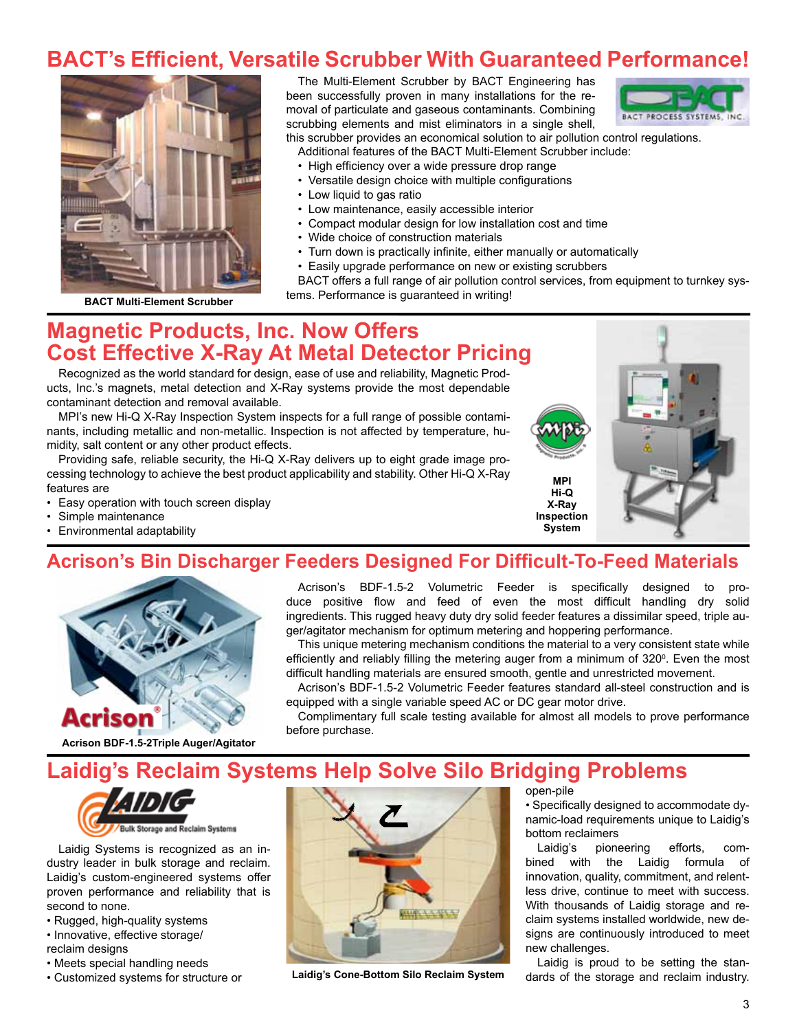# BACT's Efficient, Versatile Scrubber With Guaranteed Performance!

BACT Multi-Element Scrubber

The Multi-Element Scrubber by BACT Engineering has been successfully proven in many installations for the removal of particulate and gaseous contaminants. Combining scrubbing elements and mist eliminators in a single shell, this scrubber provides an economical solution to air pollution control regulations.

Additional features of the BACT Multi-Element Scrubber include:

- High efficiency over a wide pressure drop range
- Versatile design choice with multiple configurations
- Low liquid to gas ratio
- Low maintenance, easily accessible interior
- Compact modular design for low installation cost and time
- Wide choice of construction materials
- Turn down is practically infinite, either manually or automatically
- Easily upgrade performance on new or existing scrubbers

BACT offers a full range of air pollution control services, from equipment to turnkey systems. Performance is guaranteed in writing!

# Magnetic Products, Inc. Now Offers Cost Effective X-Ray At Metal Detector Pricing

Recognized as the world standard for design, ease of use and reliability, Magnetic Products, Inc.'s magnets, metal detection and X-Ray systems provide the most dependable contaminant detection and removal available.

MPI's new Hi-Q X-Ray Inspection System inspects for a full range of possible contaminants, including metallic and non-metallic. Inspection is not affected by temperature, humidity, salt content or any other product effects.

Providing safe, reliable security, the Hi-Q X-Ray delivers up to eight grade image processing technology to achieve the best product applicability and stability. Other Hi-Q X-Ray features are

- Easy operation with touch screen display
- Simple maintenance
- Environmental adaptability

MPI Hi-Q X-Ray Inspection System

# Acrison's Bin Discharger Feeders Designed For Difficult-To-Feed Materials

Acrison BDF-1.5-2Triple Auger/Agitator

Acrison's BDF-1.5-2 Volumetric Feeder is specifically designed to produce positive flow and feed of even the most difficult handling dry solid ingredients. This rugged heavy duty dry solid feeder features a dissimilar speed, triple auger/agitator mechanism for optimum metering and hoppering performance.

This unique metering mechanism conditions the material to a very consistent state while efficiently and reliably filling the metering auger from a minimum of 320°. Even the most difficult handling materials are ensured smooth, gentle and unrestricted movement.

Acrison's BDF-1.5-2 Volumetric Feeder features standard all-steel construction and is equipped with a single variable speed AC or DC gear motor drive.

Complimentary full scale testing available for almost all models to prove performance before purchase.

# Laidig's Reclaim Systems Help Solve Silo Bridging Problems

Laidig Systems is recognized as an industry leader in bulk storage and reclaim. Laidig's custom-engineered systems offer proven performance and reliability that is second to none.

- Rugged, high-quality systems
- Innovative, effective storage/reclaim designs
- Meets special handling needs
- Customized systems for structure or open-pile
- Specifically designed to accommodate dynamic-load requirements unique to Laidig's bottom reclaimers

Laidig's Cone-Bottom Silo Reclaim System

Laidig's pioneering efforts, combined with the Laidig formula of innovation, quality, commitment, and relentless drive, continue to meet with success. With thousands of Laidig storage and reclaim systems installed worldwide, new designs are continuously introduced to meet new challenges.

Laidig is proud to be setting the standards of the storage and reclaim industry.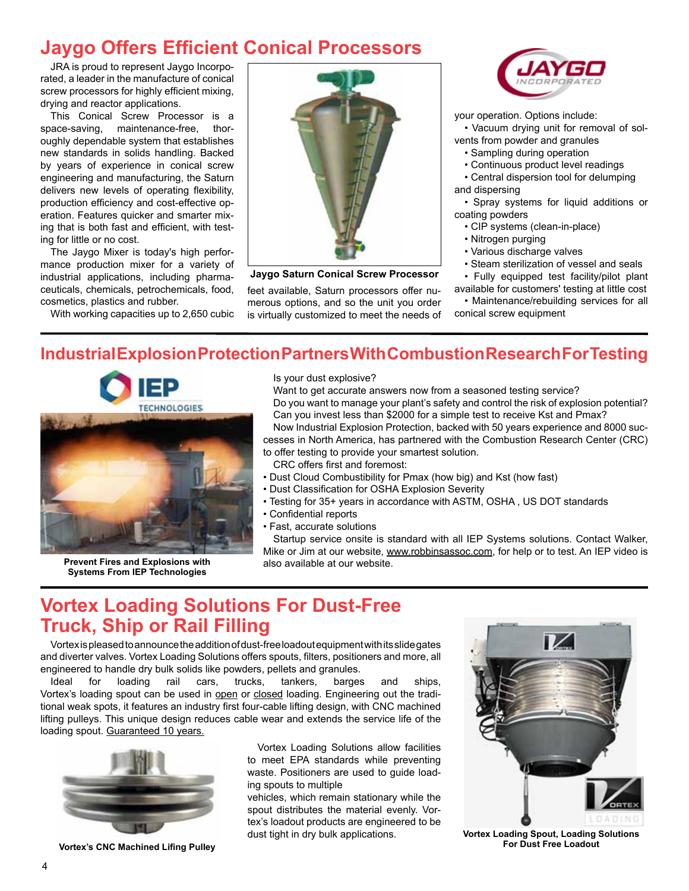# Jaygo Offers Efficient Conical Processors

JRA is proud to represent Jaygo Incorporated, a leader in the manufacture of conical screw processors for highly efficient mixing, drying and reactor applications.

This Conical Screw Processor is a space-saving, maintenance-free, thoroughly dependable system that establishes new standards in solids handling. Backed by years of experience in conical screw engineering and manufacturing, the Saturn delivers new levels of operating flexibility, production efficiency and cost-effective operation. Features quicker and smarter mixing that is both fast and efficient, with testing for little or no cost.

The Jaygo Mixer is today's high performance production mixer for a variety of industrial applications, including pharmaceuticals, chemicals, petrochemicals, food, cosmetics, plastics and rubber.

With working capacities up to 2,650 cubic feet available, Saturn processors offer numerous options, and so the unit you order is virtually customized to meet the needs of your operation. Options include:

- Vacuum drying unit for removal of solvents from powder and granules
- Sampling during operation
- Continuous product level readings
- Central dispersion tool for delumping and dispersing
- Spray systems for liquid additions or coating powders
- CIP systems (clean-in-place)
- Nitrogen purging
- Various discharge valves
- Steam sterilization of vessel and seals
- Fully equipped test facility/pilot plant available for customers' testing at little cost
- Maintenance/rebuilding services for all conical screw equipment

**Jaygo Saturn Conical Screw Processor**

# Industrial Explosion Protection Partners With Combustion Research For Testing

Is your dust explosive?

Want to get accurate answers now from a seasoned testing service?

Do you want to manage your plant's safety and control the risk of explosion potential?

Can you invest less than $2000 for a simple test to receive Kst and Pmax?

Now Industrial Explosion Protection, backed with 50 years experience and 8000 successes in North America, has partnered with the Combustion Research Center (CRC) to offer testing to provide your smartest solution.

CRC offers first and foremost:

- Dust Cloud Combustibility for Pmax (how big) and Kst (how fast)
- Dust Classification for OSHA Explosion Severity
- Testing for 35+ years in accordance with ASTM, OSHA , US DOT standards
- Confidential reports
- Fast, accurate solutions

Startup service onsite is standard with all IEP Systems solutions. Contact Walker, Mike or Jim at our website, www.robbinsassoc.com, for help or to test. An IEP video is also available at our website.

**Prevent Fires and Explosions with Systems From IEP Technologies**

# Vortex Loading Solutions For Dust-Free Truck, Ship or Rail Filling

Vortex is pleased to announce the addition of dust-free loadout equipment with its slide gates and diverter valves. Vortex Loading Solutions offers spouts, filters, positioners and more, all engineered to handle dry bulk solids like powders, pellets and granules.

Ideal for loading rail cars, trucks, tankers, barges and ships, Vortex's loading spout can be used in open or closed loading. Engineering out the traditional weak spots, it features an industry first four-cable lifting design, with CNC machined lifting pulleys. This unique design reduces cable wear and extends the service life of the loading spout. Guaranteed 10 years.

Vortex Loading Solutions allow facilities to meet EPA standards while preventing waste. Positioners are used to guide loading spouts to multiple vehicles, which remain stationary while the spout distributes the material evenly. Vortex's loadout products are engineered to be dust tight in dry bulk applications.

**Vortex's CNC Machined Lifing Pulley**

**Vortex Loading Spout, Loading Solutions For Dust Free Loadout**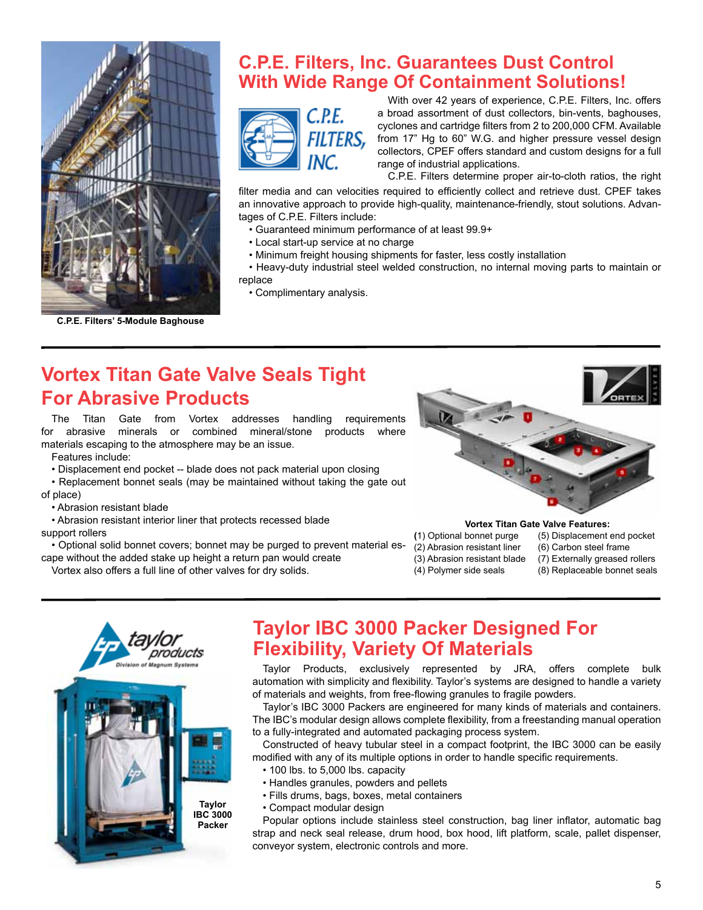C.P.E. Filters' 5-Module Baghouse

## C.P.E. Filters, Inc. Guarantees Dust Control With Wide Range Of Containment Solutions!

With over 42 years of experience, C.P.E. Filters, Inc. offers a broad assortment of dust collectors, bin-vents, baghouses, cyclones and cartridge filters from 2 to 200,000 CFM. Available from 17" Hg to 60" W.G. and higher pressure vessel design collectors, CPEF offers standard and custom designs for a full range of industrial applications.

C.P.E. Filters determine proper air-to-cloth ratios, the right filter media and can velocities required to efficiently collect and retrieve dust. CPEF takes an innovative approach to provide high-quality, maintenance-friendly, stout solutions. Advantages of C.P.E. Filters include:

- Guaranteed minimum performance of at least 99.9+
- Local start-up service at no charge
- Minimum freight housing shipments for faster, less costly installation
- Heavy-duty industrial steel welded construction, no internal moving parts to maintain or replace
- Complimentary analysis.

## Vortex Titan Gate Valve Seals Tight For Abrasive Products

The Titan Gate from Vortex addresses handling requirements for abrasive minerals or combined mineral/stone products where materials escaping to the atmosphere may be an issue.

Features include:

- Displacement end pocket -- blade does not pack material upon closing
- Replacement bonnet seals (may be maintained without taking the gate out of place)
- Abrasion resistant blade
- Abrasion resistant interior liner that protects recessed blade support rollers
- Optional solid bonnet covers; bonnet may be purged to prevent material escape without the added stake up height a return pan would create

Vortex also offers a full line of other valves for dry solids.

**Vortex Titan Gate Valve Features:**

(1) Optional bonnet purge
(2) Abrasion resistant liner
(3) Abrasion resistant blade
(4) Polymer side seals
(5) Displacement end pocket
(6) Carbon steel frame
(7) Externally greased rollers
(8) Replaceable bonnet seals

## Taylor IBC 3000 Packer Designed For Flexibility, Variety Of Materials

Taylor Products, exclusively represented by JRA, offers complete bulk automation with simplicity and flexibility. Taylor's systems are designed to handle a variety of materials and weights, from free-flowing granules to fragile powders.

Taylor's IBC 3000 Packers are engineered for many kinds of materials and containers. The IBC's modular design allows complete flexibility, from a freestanding manual operation to a fully-integrated and automated packaging process system.

Constructed of heavy tubular steel in a compact footprint, the IBC 3000 can be easily modified with any of its multiple options in order to handle specific requirements.

- 100 lbs. to 5,000 lbs. capacity
- Handles granules, powders and pellets
- Fills drums, bags, boxes, metal containers
- Compact modular design

Popular options include stainless steel construction, bag liner inflator, automatic bag strap and neck seal release, drum hood, box hood, lift platform, scale, pallet dispenser, conveyor system, electronic controls and more.

Taylor IBC 3000 Packer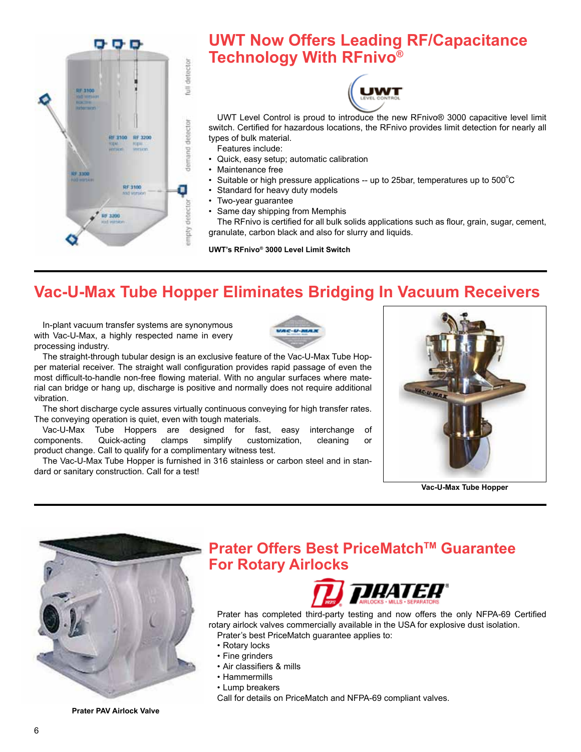## UWT Now Offers Leading RF/Capacitance Technology With RFnivo®

UWT Level Control is proud to introduce the new RFnivo® 3000 capacitive level limit switch. Certified for hazardous locations, the RFnivo provides limit detection for nearly all types of bulk material.

Features include:

- Quick, easy setup; automatic calibration
- Maintenance free
- Suitable or high pressure applications -- up to 25bar, temperatures up to 500°C
- Standard for heavy duty models
- Two-year guarantee
- Same day shipping from Memphis

The RFnivo is certified for all bulk solids applications such as flour, grain, sugar, cement, granulate, carbon black and also for slurry and liquids.

**UWT's RFnivo® 3000 Level Limit Switch**

## Vac-U-Max Tube Hopper Eliminates Bridging In Vacuum Receivers

In-plant vacuum transfer systems are synonymous with Vac-U-Max, a highly respected name in every processing industry.

The straight-through tubular design is an exclusive feature of the Vac-U-Max Tube Hopper material receiver. The straight wall configuration provides rapid passage of even the most difficult-to-handle non-free flowing material. With no angular surfaces where material can bridge or hang up, discharge is positive and normally does not require additional vibration.

The short discharge cycle assures virtually continuous conveying for high transfer rates. The conveying operation is quiet, even with tough materials.

Vac-U-Max Tube Hoppers are designed for fast, easy interchange of components. Quick-acting clamps simplify customization, cleaning or product change. Call to qualify for a complimentary witness test.

The Vac-U-Max Tube Hopper is furnished in 316 stainless or carbon steel and in standard or sanitary construction. Call for a test!

**Vac-U-Max Tube Hopper**

## Prater Offers Best PriceMatch™ Guarantee For Rotary Airlocks

Prater has completed third-party testing and now offers the only NFPA-69 Certified rotary airlock valves commercially available in the USA for explosive dust isolation.

Prater's best PriceMatch guarantee applies to:

- Rotary locks
- Fine grinders
- Air classifiers & mills
- Hammermills
- Lump breakers

Call for details on PriceMatch and NFPA-69 compliant valves.

**Prater PAV Airlock Valve**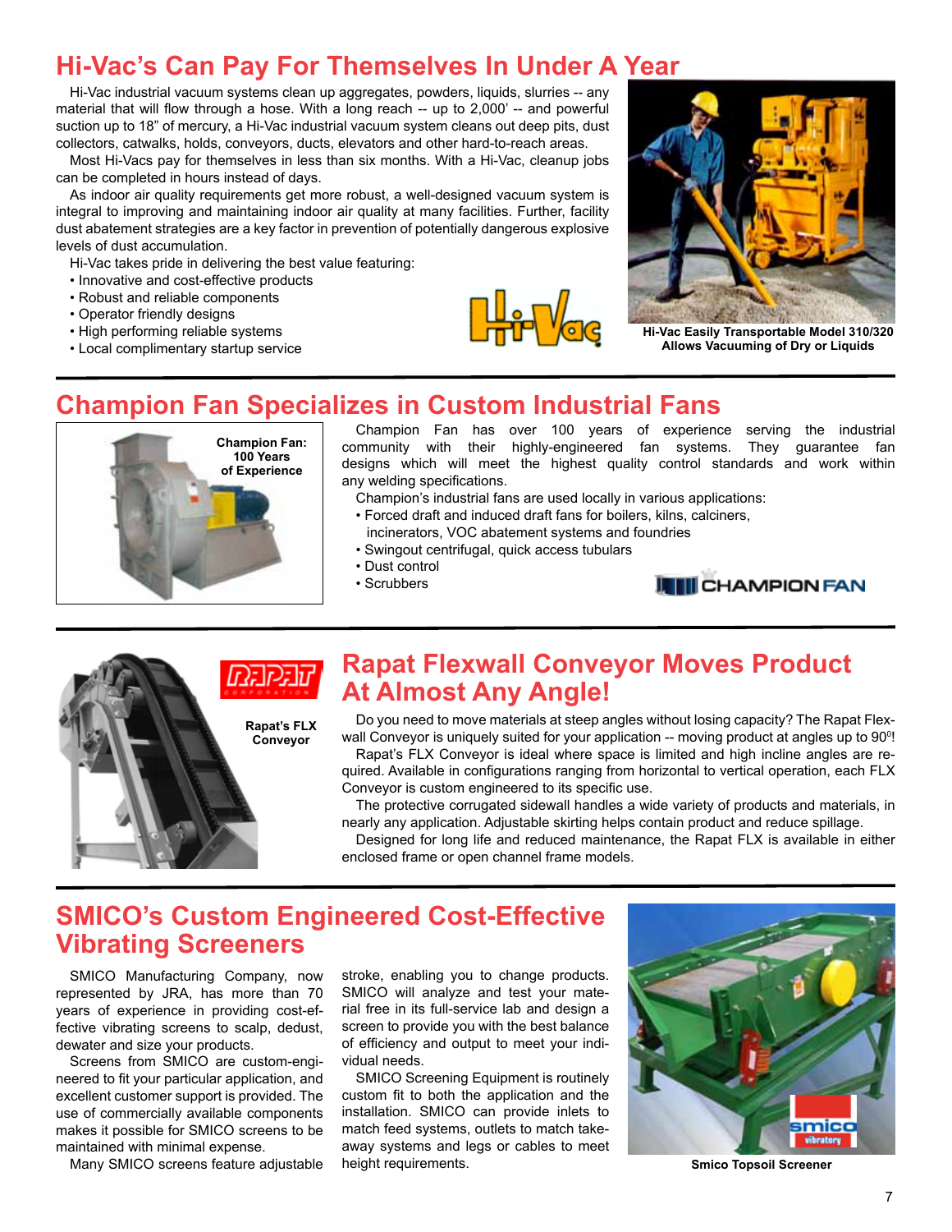## Hi-Vac's Can Pay For Themselves In Under A Year

Hi-Vac industrial vacuum systems clean up aggregates, powders, liquids, slurries -- any material that will flow through a hose. With a long reach -- up to 2,000' -- and powerful suction up to 18" of mercury, a Hi-Vac industrial vacuum system cleans out deep pits, dust collectors, catwalks, holds, conveyors, ducts, elevators and other hard-to-reach areas.

Most Hi-Vacs pay for themselves in less than six months. With a Hi-Vac, cleanup jobs can be completed in hours instead of days.

As indoor air quality requirements get more robust, a well-designed vacuum system is integral to improving and maintaining indoor air quality at many facilities. Further, facility dust abatement strategies are a key factor in prevention of potentially dangerous explosive levels of dust accumulation.

Hi-Vac takes pride in delivering the best value featuring:

- Innovative and cost-effective products
- Robust and reliable components
- Operator friendly designs
- High performing reliable systems
- Local complimentary startup service

**Hi-Vac Easily Transportable Model 310/320 Allows Vacuuming of Dry or Liquids**

## Champion Fan Specializes in Custom Industrial Fans

**Champion Fan: 100 Years of Experience**

Champion Fan has over 100 years of experience serving the industrial community with their highly-engineered fan systems. They guarantee fan designs which will meet the highest quality control standards and work within any welding specifications.

Champion's industrial fans are used locally in various applications:

- Forced draft and induced draft fans for boilers, kilns, calciners, incinerators, VOC abatement systems and foundries
- Swingout centrifugal, quick access tubulars
- Dust control
- Scrubbers

## Rapat Flexwall Conveyor Moves Product At Almost Any Angle!

**Rapat's FLX Conveyor**

Do you need to move materials at steep angles without losing capacity? The Rapat Flexwall Conveyor is uniquely suited for your application -- moving product at angles up to 90$^0$!

Rapat's FLX Conveyor is ideal where space is limited and high incline angles are required. Available in configurations ranging from horizontal to vertical operation, each FLX Conveyor is custom engineered to its specific use.

The protective corrugated sidewall handles a wide variety of products and materials, in nearly any application. Adjustable skirting helps contain product and reduce spillage.

Designed for long life and reduced maintenance, the Rapat FLX is available in either enclosed frame or open channel frame models.

## SMICO's Custom Engineered Cost-Effective Vibrating Screeners

SMICO Manufacturing Company, now represented by JRA, has more than 70 years of experience in providing cost-effective vibrating screens to scalp, dedust, dewater and size your products.

Screens from SMICO are custom-engineered to fit your particular application, and excellent customer support is provided. The use of commercially available components makes it possible for SMICO screens to be maintained with minimal expense.

Many SMICO screens feature adjustable stroke, enabling you to change products. SMICO will analyze and test your material free in its full-service lab and design a screen to provide you with the best balance of efficiency and output to meet your individual needs.

SMICO Screening Equipment is routinely custom fit to both the application and the installation. SMICO can provide inlets to match feed systems, outlets to match take-away systems and legs or cables to meet height requirements.

**Smico Topsoil Screener**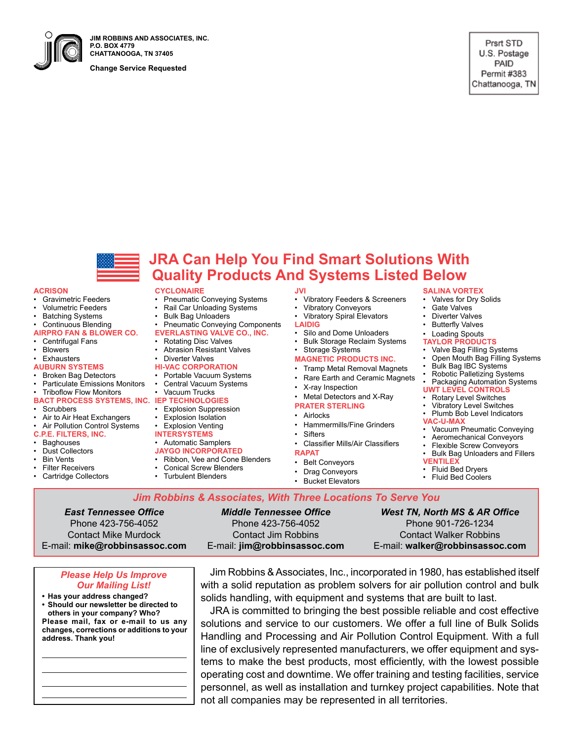JIM ROBBINS AND ASSOCIATES, INC.
P.O. BOX 4779
CHATTANOOGA, TN 37405

**Change Service Requested**

Prsrt STD
U.S. Postage
PAID
Permit #383
Chattanooga, TN

# JRA Can Help You Find Smart Solutions With Quality Products And Systems Listed Below

**ACRISON**
- Gravimetric Feeders
- Volumetric Feeders
- Batching Systems
- Continuous Blending

**AIRPRO FAN & BLOWER CO.**
- Centrifugal Fans
- Blowers
- Exhausters

**AUBURN SYSTEMS**
- Broken Bag Detectors
- Particulate Emissions Monitors
- Triboflow Flow Monitors

**BACT PROCESS SYSTEMS, INC.**
- Scrubbers
- Air to Air Heat Exchangers
- Air Pollution Control Systems

**C.P.E. FILTERS, INC.**
- Baghouses
- Dust Collectors
- Bin Vents
- Filter Receivers
- Cartridge Collectors

**CYCLONAIRE**
- Pneumatic Conveying Systems
- Rail Car Unloading Systems
- Bulk Bag Unloaders
- Pneumatic Conveying Components

**EVERLASTING VALVE CO., INC.**
- Rotating Disc Valves
- Abrasion Resistant Valves
- Diverter Valves

**HI-VAC CORPORATION**
- Portable Vacuum Systems
- Central Vacuum Systems
- Vacuum Trucks

**IEP TECHNOLOGIES**
- Explosion Suppression
- Explosion Isolation
- Explosion Venting

**INTERSYSTEMS**
- Automatic Samplers

**JAYGO INCORPORATED**
- Ribbon, Vee and Cone Blenders
- Conical Screw Blenders
- Turbulent Blenders

**JVI**
- Vibratory Feeders & Screeners
- Vibratory Conveyors
- Vibratory Spiral Elevators

**LAIDIG**
- Silo and Dome Unloaders
- Bulk Storage Reclaim Systems
- Storage Systems

**MAGNETIC PRODUCTS INC.**
- Tramp Metal Removal Magnets
- Rare Earth and Ceramic Magnets
- X-ray Inspection
- Metal Detectors and X-Ray

**PRATER STERLING**
- Airlocks
- Hammermills/Fine Grinders
- Sifters
- Classifier Mills/Air Classifiers

**RAPAT**
- Belt Conveyors
- Drag Conveyors
- Bucket Elevators

**SALINA VORTEX**
- Valves for Dry Solids
- Gate Valves
- Diverter Valves
- Butterfly Valves
- Loading Spouts

**TAYLOR PRODUCTS**
- Valve Bag Filling Systems
- Open Mouth Bag Filling Systems
- Bulk Bag IBC Systems
- Robotic Palletizing Systems
- Packaging Automation Systems

**UWT LEVEL CONTROLS**
- Rotary Level Switches
- Vibratory Level Switches
- Plumb Bob Level Indicators

**VAC-U-MAX**
- Vacuum Pneumatic Conveying
- Aeromechanical Conveyors
- Flexible Screw Conveyors
- Bulk Bag Unloaders and Fillers

**VENTILEX**
- Fluid Bed Dryers
- Fluid Bed Coolers

## *Jim Robbins & Associates, With Three Locations To Serve You*

***East Tennessee Office***
Phone 423-756-4052
Contact Mike Murdock
E-mail: **mike@robbinsassoc.com**

***Middle Tennessee Office***
Phone 423-756-4052
Contact Jim Robbins
E-mail: **jim@robbinsassoc.com**

***West TN, North MS & AR Office***
Phone 901-726-1234
Contact Walker Robbins
E-mail: **walker@robbinsassoc.com**

***Please Help Us Improve Our Mailing List!***

- **Has your address changed?**
- **Should our newsletter be directed to others in your company? Who?**

**Please mail, fax or e-mail to us any changes, corrections or additions to your address. Thank you!**

Jim Robbins & Associates, Inc., incorporated in 1980, has established itself with a solid reputation as problem solvers for air pollution control and bulk solids handling, with equipment and systems that are built to last.

JRA is committed to bringing the best possible reliable and cost effective solutions and service to our customers. We offer a full line of Bulk Solids Handling and Processing and Air Pollution Control Equipment. With a full line of exclusively represented manufacturers, we offer equipment and systems to make the best products, most efficiently, with the lowest possible operating cost and downtime. We offer training and testing facilities, service personnel, as well as installation and turnkey project capabilities. Note that not all companies may be represented in all territories.